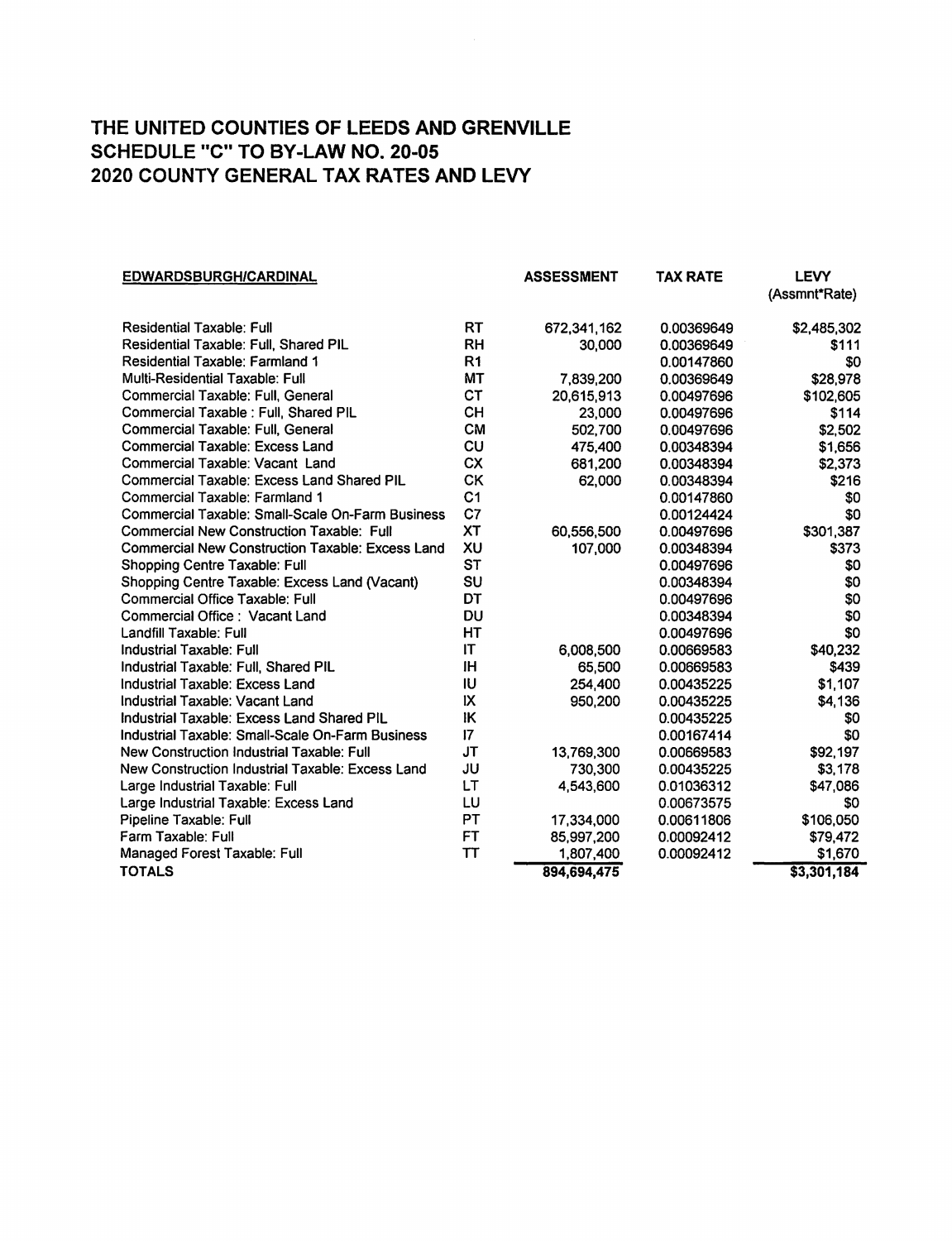# THE UNITED COUNTIES OF LEEDS AND GRENVILLE
# SCHEDULE "C" TO BY-LAW NO. 20-05
# 2020 COUNTY GENERAL TAX RATES AND LEVY

| EDWARDSBURGH/CARDINAL | | ASSESSMENT | TAX RATE | LEVY (Assmnt*Rate) |
|---|---|---|---|---|
| Residential Taxable: Full | RT | 672,341,162 | 0.00369649 | $2,485,302 |
| Residential Taxable: Full, Shared PIL | RH | 30,000 | 0.00369649 | $111 |
| Residential Taxable: Farmland 1 | R1 | | 0.00147860 | $0 |
| Multi-Residential Taxable: Full | MT | 7,839,200 | 0.00369649 | $28,978 |
| Commercial Taxable: Full, General | CT | 20,615,913 | 0.00497696 | $102,605 |
| Commercial Taxable : Full, Shared PIL | CH | 23,000 | 0.00497696 | $114 |
| Commercial Taxable: Full, General | CM | 502,700 | 0.00497696 | $2,502 |
| Commercial Taxable: Excess Land | CU | 475,400 | 0.00348394 | $1,656 |
| Commercial Taxable: Vacant Land | CX | 681,200 | 0.00348394 | $2,373 |
| Commercial Taxable: Excess Land Shared PIL | CK | 62,000 | 0.00348394 | $216 |
| Commercial Taxable: Farmland 1 | C1 | | 0.00147860 | $0 |
| Commercial Taxable: Small-Scale On-Farm Business | C7 | | 0.00124424 | $0 |
| Commercial New Construction Taxable: Full | XT | 60,556,500 | 0.00497696 | $301,387 |
| Commercial New Construction Taxable: Excess Land | XU | 107,000 | 0.00348394 | $373 |
| Shopping Centre Taxable: Full | ST | | 0.00497696 | $0 |
| Shopping Centre Taxable: Excess Land (Vacant) | SU | | 0.00348394 | $0 |
| Commercial Office Taxable: Full | DT | | 0.00497696 | $0 |
| Commercial Office : Vacant Land | DU | | 0.00348394 | $0 |
| Landfill Taxable: Full | HT | | 0.00497696 | $0 |
| Industrial Taxable: Full | IT | 6,008,500 | 0.00669583 | $40,232 |
| Industrial Taxable: Full, Shared PIL | IH | 65,500 | 0.00669583 | $439 |
| Industrial Taxable: Excess Land | IU | 254,400 | 0.00435225 | $1,107 |
| Industrial Taxable: Vacant Land | IX | 950,200 | 0.00435225 | $4,136 |
| Industrial Taxable: Excess Land Shared PIL | IK | | 0.00435225 | $0 |
| Industrial Taxable: Small-Scale On-Farm Business | I7 | | 0.00167414 | $0 |
| New Construction Industrial Taxable: Full | JT | 13,769,300 | 0.00669583 | $92,197 |
| New Construction Industrial Taxable: Excess Land | JU | 730,300 | 0.00435225 | $3,178 |
| Large Industrial Taxable: Full | LT | 4,543,600 | 0.01036312 | $47,086 |
| Large Industrial Taxable: Excess Land | LU | | 0.00673575 | $0 |
| Pipeline Taxable: Full | PT | 17,334,000 | 0.00611806 | $106,050 |
| Farm Taxable: Full | FT | 85,997,200 | 0.00092412 | $79,472 |
| Managed Forest Taxable: Full | TT | 1,807,400 | 0.00092412 | $1,670 |
| **TOTALS** | | 894,694,475 | | $3,301,184 |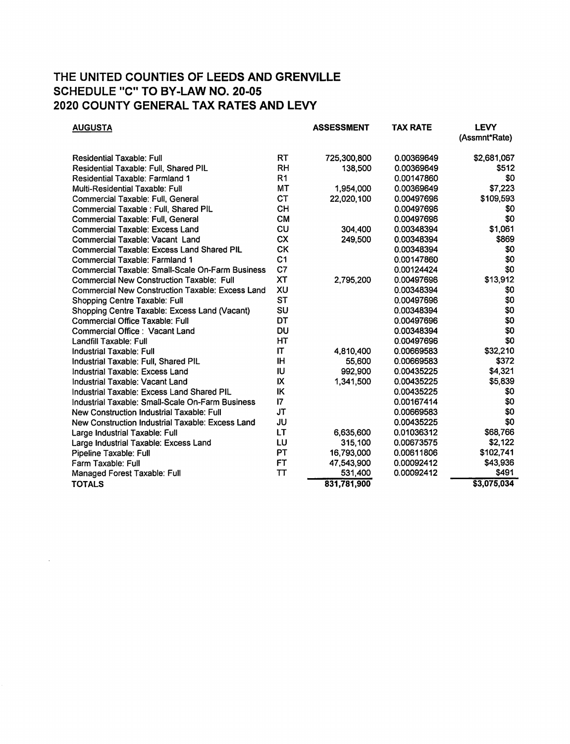# THE UNITED COUNTIES OF LEEDS AND GRENVILLE
## SCHEDULE "C" TO BY-LAW NO. 20-05
## 2020 COUNTY GENERAL TAX RATES AND LEVY

| AUGUSTA | | ASSESSMENT | TAX RATE | LEVY (Assmnt*Rate) |
|---|---|---|---|---|
| Residential Taxable: Full | RT | 725,300,800 | 0.00369649 | $2,681,067 |
| Residential Taxable: Full, Shared PIL | RH | 138,500 | 0.00369649 | $512 |
| Residential Taxable: Farmland 1 | R1 | | 0.00147860 | $0 |
| Multi-Residential Taxable: Full | MT | 1,954,000 | 0.00369649 | $7,223 |
| Commercial Taxable: Full, General | CT | 22,020,100 | 0.00497696 | $109,593 |
| Commercial Taxable : Full, Shared PIL | CH | | 0.00497696 | $0 |
| Commercial Taxable: Full, General | CM | | 0.00497696 | $0 |
| Commercial Taxable: Excess Land | CU | 304,400 | 0.00348394 | $1,061 |
| Commercial Taxable: Vacant Land | CX | 249,500 | 0.00348394 | $869 |
| Commercial Taxable: Excess Land Shared PIL | CK | | 0.00348394 | $0 |
| Commercial Taxable: Farmland 1 | C1 | | 0.00147860 | $0 |
| Commercial Taxable: Small-Scale On-Farm Business | C7 | | 0.00124424 | $0 |
| Commercial New Construction Taxable: Full | XT | 2,795,200 | 0.00497696 | $13,912 |
| Commercial New Construction Taxable: Excess Land | XU | | 0.00348394 | $0 |
| Shopping Centre Taxable: Full | ST | | 0.00497696 | $0 |
| Shopping Centre Taxable: Excess Land (Vacant) | SU | | 0.00348394 | $0 |
| Commercial Office Taxable: Full | DT | | 0.00497696 | $0 |
| Commercial Office : Vacant Land | DU | | 0.00348394 | $0 |
| Landfill Taxable: Full | HT | | 0.00497696 | $0 |
| Industrial Taxable: Full | IT | 4,810,400 | 0.00669583 | $32,210 |
| Industrial Taxable: Full, Shared PIL | IH | 55,600 | 0.00669583 | $372 |
| Industrial Taxable: Excess Land | IU | 992,900 | 0.00435225 | $4,321 |
| Industrial Taxable: Vacant Land | IX | 1,341,500 | 0.00435225 | $5,839 |
| Industrial Taxable: Excess Land Shared PIL | IK | | 0.00435225 | $0 |
| Industrial Taxable: Small-Scale On-Farm Business | I7 | | 0.00167414 | $0 |
| New Construction Industrial Taxable: Full | JT | | 0.00669583 | $0 |
| New Construction Industrial Taxable: Excess Land | JU | | 0.00435225 | $0 |
| Large Industrial Taxable: Full | LT | 6,635,600 | 0.01036312 | $68,766 |
| Large Industrial Taxable: Excess Land | LU | 315,100 | 0.00673575 | $2,122 |
| Pipeline Taxable: Full | PT | 16,793,000 | 0.00611806 | $102,741 |
| Farm Taxable: Full | FT | 47,543,900 | 0.00092412 | $43,936 |
| Managed Forest Taxable: Full | TT | 531,400 | 0.00092412 | $491 |
| **TOTALS** | | 831,781,900 | | $3,075,034 |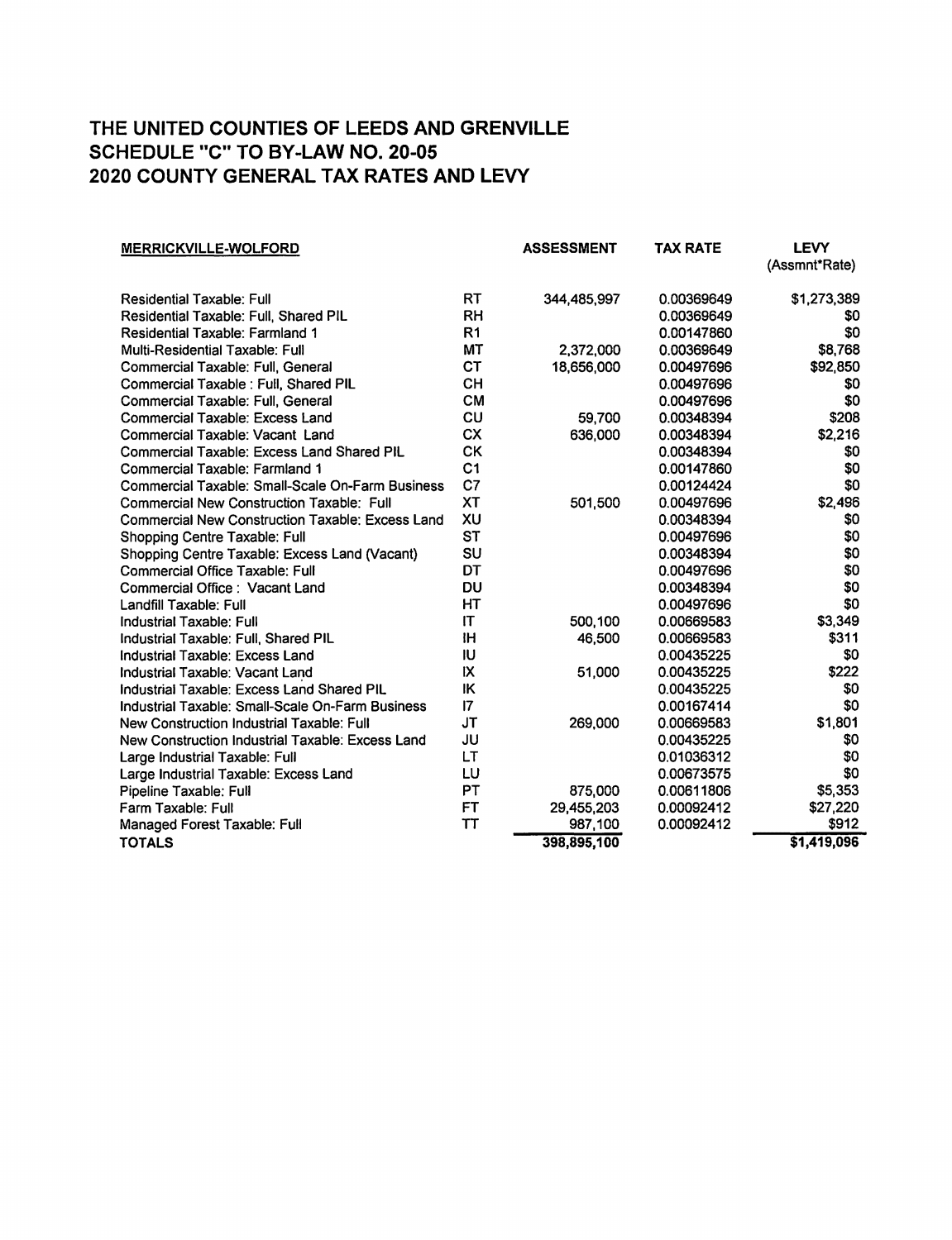# THE UNITED COUNTIES OF LEEDS AND GRENVILLE
# SCHEDULE "C" TO BY-LAW NO. 20-05
# 2020 COUNTY GENERAL TAX RATES AND LEVY

| MERRICKVILLE-WOLFORD | | ASSESSMENT | TAX RATE | LEVY (Assmnt*Rate) |
|---|---|---|---|---|
| Residential Taxable: Full | RT | 344,485,997 | 0.00369649 | $1,273,389 |
| Residential Taxable: Full, Shared PIL | RH | | 0.00369649 | $0 |
| Residential Taxable: Farmland 1 | R1 | | 0.00147860 | $0 |
| Multi-Residential Taxable: Full | MT | 2,372,000 | 0.00369649 | $8,768 |
| Commercial Taxable: Full, General | CT | 18,656,000 | 0.00497696 | $92,850 |
| Commercial Taxable : Full, Shared PIL | CH | | 0.00497696 | $0 |
| Commercial Taxable: Full, General | CM | | 0.00497696 | $0 |
| Commercial Taxable: Excess Land | CU | 59,700 | 0.00348394 | $208 |
| Commercial Taxable: Vacant Land | CX | 636,000 | 0.00348394 | $2,216 |
| Commercial Taxable: Excess Land Shared PIL | CK | | 0.00348394 | $0 |
| Commercial Taxable: Farmland 1 | C1 | | 0.00147860 | $0 |
| Commercial Taxable: Small-Scale On-Farm Business | C7 | | 0.00124424 | $0 |
| Commercial New Construction Taxable: Full | XT | 501,500 | 0.00497696 | $2,496 |
| Commercial New Construction Taxable: Excess Land | XU | | 0.00348394 | $0 |
| Shopping Centre Taxable: Full | ST | | 0.00497696 | $0 |
| Shopping Centre Taxable: Excess Land (Vacant) | SU | | 0.00348394 | $0 |
| Commercial Office Taxable: Full | DT | | 0.00497696 | $0 |
| Commercial Office : Vacant Land | DU | | 0.00348394 | $0 |
| Landfill Taxable: Full | HT | | 0.00497696 | $0 |
| Industrial Taxable: Full | IT | 500,100 | 0.00669583 | $3,349 |
| Industrial Taxable: Full, Shared PIL | IH | 46,500 | 0.00669583 | $311 |
| Industrial Taxable: Excess Land | IU | | 0.00435225 | $0 |
| Industrial Taxable: Vacant Land | IX | 51,000 | 0.00435225 | $222 |
| Industrial Taxable: Excess Land Shared PIL | IK | | 0.00435225 | $0 |
| Industrial Taxable: Small-Scale On-Farm Business | I7 | | 0.00167414 | $0 |
| New Construction Industrial Taxable: Full | JT | 269,000 | 0.00669583 | $1,801 |
| New Construction Industrial Taxable: Excess Land | JU | | 0.00435225 | $0 |
| Large Industrial Taxable: Full | LT | | 0.01036312 | $0 |
| Large Industrial Taxable: Excess Land | LU | | 0.00673575 | $0 |
| Pipeline Taxable: Full | PT | 875,000 | 0.00611806 | $5,353 |
| Farm Taxable: Full | FT | 29,455,203 | 0.00092412 | $27,220 |
| Managed Forest Taxable: Full | TT | 987,100 | 0.00092412 | $912 |
| **TOTALS** | | 398,895,100 | | $1,419,096 |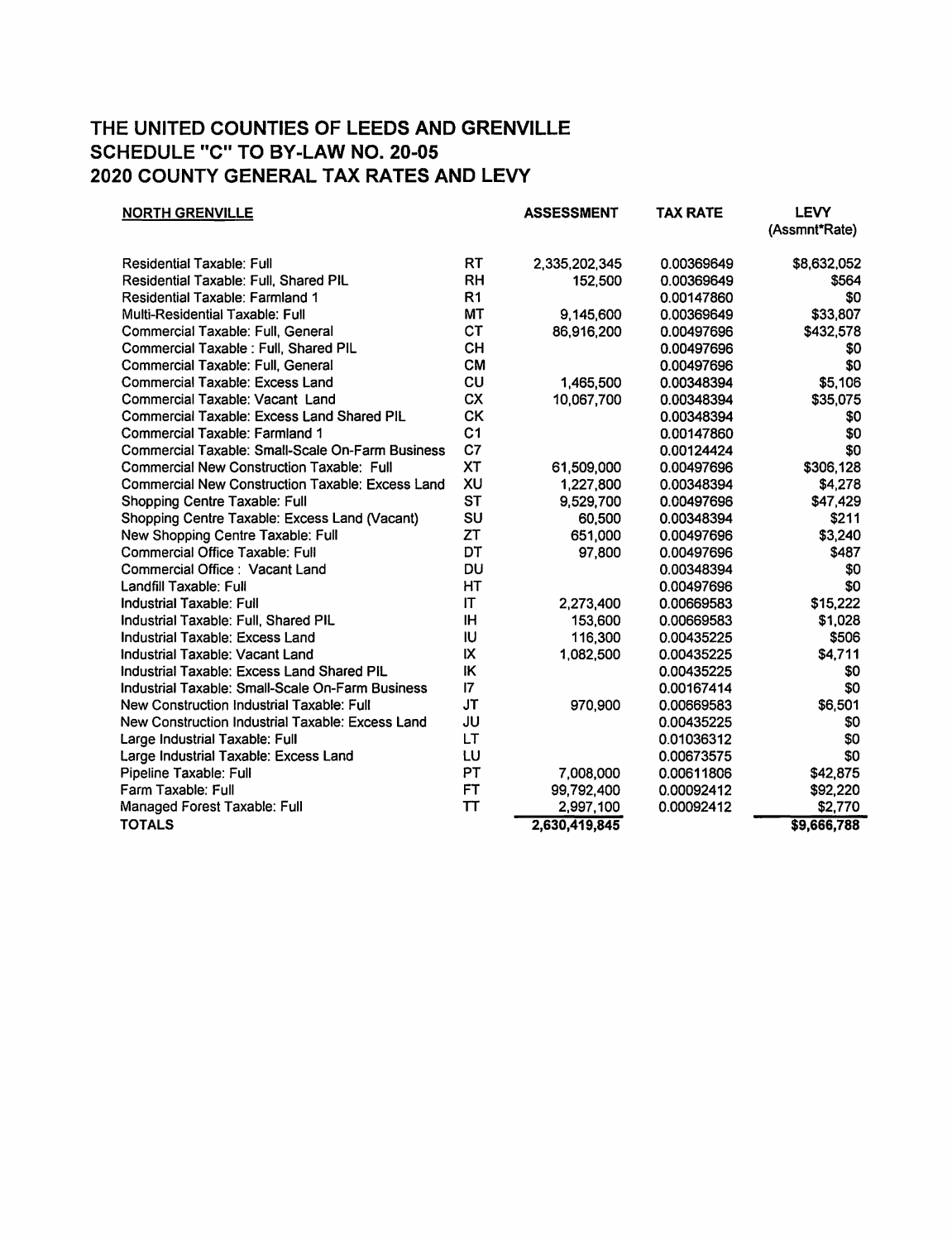# THE UNITED COUNTIES OF LEEDS AND GRENVILLE
## SCHEDULE "C" TO BY-LAW NO. 20-05
## 2020 COUNTY GENERAL TAX RATES AND LEVY

| NORTH GRENVILLE | | ASSESSMENT | TAX RATE | LEVY (Assmnt*Rate) |
|---|---|---|---|---|
| Residential Taxable: Full | RT | 2,335,202,345 | 0.00369649 | $8,632,052 |
| Residential Taxable: Full, Shared PIL | RH | 152,500 | 0.00369649 | $564 |
| Residential Taxable: Farmland 1 | R1 | | 0.00147860 | $0 |
| Multi-Residential Taxable: Full | MT | 9,145,600 | 0.00369649 | $33,807 |
| Commercial Taxable: Full, General | CT | 86,916,200 | 0.00497696 | $432,578 |
| Commercial Taxable : Full, Shared PIL | CH | | 0.00497696 | $0 |
| Commercial Taxable: Full, General | CM | | 0.00497696 | $0 |
| Commercial Taxable: Excess Land | CU | 1,465,500 | 0.00348394 | $5,106 |
| Commercial Taxable: Vacant Land | CX | 10,067,700 | 0.00348394 | $35,075 |
| Commercial Taxable: Excess Land Shared PIL | CK | | 0.00348394 | $0 |
| Commercial Taxable: Farmland 1 | C1 | | 0.00147860 | $0 |
| Commercial Taxable: Small-Scale On-Farm Business | C7 | | 0.00124424 | $0 |
| Commercial New Construction Taxable: Full | XT | 61,509,000 | 0.00497696 | $306,128 |
| Commercial New Construction Taxable: Excess Land | XU | 1,227,800 | 0.00348394 | $4,278 |
| Shopping Centre Taxable: Full | ST | 9,529,700 | 0.00497696 | $47,429 |
| Shopping Centre Taxable: Excess Land (Vacant) | SU | 60,500 | 0.00348394 | $211 |
| New Shopping Centre Taxable: Full | ZT | 651,000 | 0.00497696 | $3,240 |
| Commercial Office Taxable: Full | DT | 97,800 | 0.00497696 | $487 |
| Commercial Office : Vacant Land | DU | | 0.00348394 | $0 |
| Landfill Taxable: Full | HT | | 0.00497696 | $0 |
| Industrial Taxable: Full | IT | 2,273,400 | 0.00669583 | $15,222 |
| Industrial Taxable: Full, Shared PIL | IH | 153,600 | 0.00669583 | $1,028 |
| Industrial Taxable: Excess Land | IU | 116,300 | 0.00435225 | $506 |
| Industrial Taxable: Vacant Land | IX | 1,082,500 | 0.00435225 | $4,711 |
| Industrial Taxable: Excess Land Shared PIL | IK | | 0.00435225 | $0 |
| Industrial Taxable: Small-Scale On-Farm Business | I7 | | 0.00167414 | $0 |
| New Construction Industrial Taxable: Full | JT | 970,900 | 0.00669583 | $6,501 |
| New Construction Industrial Taxable: Excess Land | JU | | 0.00435225 | $0 |
| Large Industrial Taxable: Full | LT | | 0.01036312 | $0 |
| Large Industrial Taxable: Excess Land | LU | | 0.00673575 | $0 |
| Pipeline Taxable: Full | PT | 7,008,000 | 0.00611806 | $42,875 |
| Farm Taxable: Full | FT | 99,792,400 | 0.00092412 | $92,220 |
| Managed Forest Taxable: Full | TT | 2,997,100 | 0.00092412 | $2,770 |
| **TOTALS** | | **2,630,419,845** | | **$9,666,788** |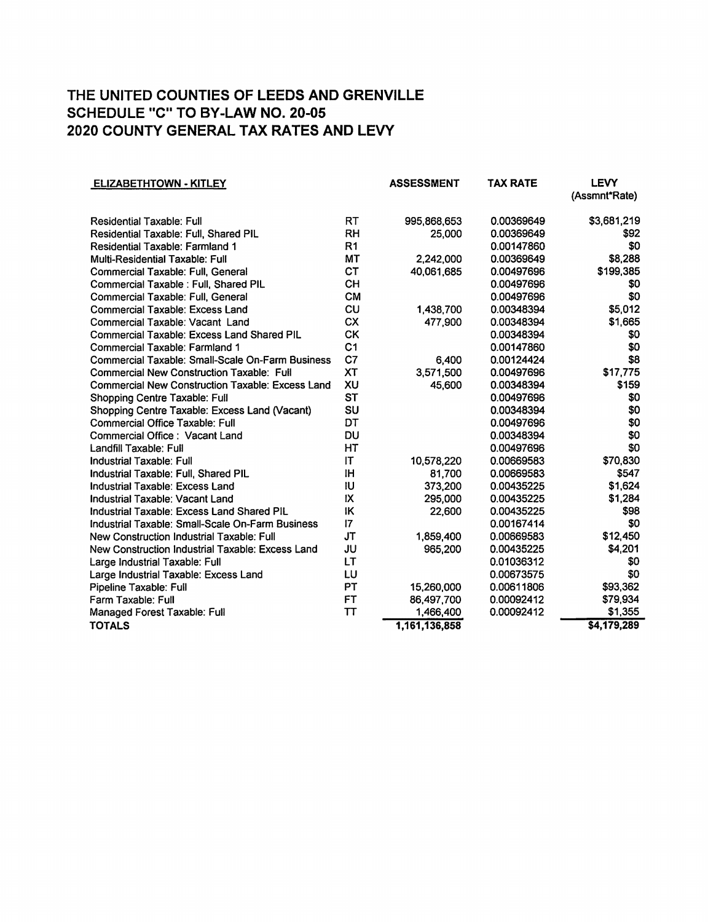# THE UNITED COUNTIES OF LEEDS AND GRENVILLE
# SCHEDULE "C" TO BY-LAW NO. 20-05
# 2020 COUNTY GENERAL TAX RATES AND LEVY

| ELIZABETHTOWN - KITLEY | | ASSESSMENT | TAX RATE | LEVY (Assmnt*Rate) |
|---|---|---|---|---|
| Residential Taxable: Full | RT | 995,868,653 | 0.00369649 | $3,681,219 |
| Residential Taxable: Full, Shared PIL | RH | 25,000 | 0.00369649 | $92 |
| Residential Taxable: Farmland 1 | R1 | | 0.00147860 | $0 |
| Multi-Residential Taxable: Full | MT | 2,242,000 | 0.00369649 | $8,288 |
| Commercial Taxable: Full, General | CT | 40,061,685 | 0.00497696 | $199,385 |
| Commercial Taxable : Full, Shared PIL | CH | | 0.00497696 | $0 |
| Commercial Taxable: Full, General | CM | | 0.00497696 | $0 |
| Commercial Taxable: Excess Land | CU | 1,438,700 | 0.00348394 | $5,012 |
| Commercial Taxable: Vacant Land | CX | 477,900 | 0.00348394 | $1,665 |
| Commercial Taxable: Excess Land Shared PIL | CK | | 0.00348394 | $0 |
| Commercial Taxable: Farmland 1 | C1 | | 0.00147860 | $0 |
| Commercial Taxable: Small-Scale On-Farm Business | C7 | 6,400 | 0.00124424 | $8 |
| Commercial New Construction Taxable: Full | XT | 3,571,500 | 0.00497696 | $17,775 |
| Commercial New Construction Taxable: Excess Land | XU | 45,600 | 0.00348394 | $159 |
| Shopping Centre Taxable: Full | ST | | 0.00497696 | $0 |
| Shopping Centre Taxable: Excess Land (Vacant) | SU | | 0.00348394 | $0 |
| Commercial Office Taxable: Full | DT | | 0.00497696 | $0 |
| Commercial Office : Vacant Land | DU | | 0.00348394 | $0 |
| Landfill Taxable: Full | HT | | 0.00497696 | $0 |
| Industrial Taxable: Full | IT | 10,578,220 | 0.00669583 | $70,830 |
| Industrial Taxable: Full, Shared PIL | IH | 81,700 | 0.00669583 | $547 |
| Industrial Taxable: Excess Land | IU | 373,200 | 0.00435225 | $1,624 |
| Industrial Taxable: Vacant Land | IX | 295,000 | 0.00435225 | $1,284 |
| Industrial Taxable: Excess Land Shared PIL | IK | 22,600 | 0.00435225 | $98 |
| Industrial Taxable: Small-Scale On-Farm Business | I7 | | 0.00167414 | $0 |
| New Construction Industrial Taxable: Full | JT | 1,859,400 | 0.00669583 | $12,450 |
| New Construction Industrial Taxable: Excess Land | JU | 965,200 | 0.00435225 | $4,201 |
| Large Industrial Taxable: Full | LT | | 0.01036312 | $0 |
| Large Industrial Taxable: Excess Land | LU | | 0.00673575 | $0 |
| Pipeline Taxable: Full | PT | 15,260,000 | 0.00611806 | $93,362 |
| Farm Taxable: Full | FT | 86,497,700 | 0.00092412 | $79,934 |
| Managed Forest Taxable: Full | TT | 1,466,400 | 0.00092412 | $1,355 |
| **TOTALS** | | 1,161,136,858 | | $4,179,289 |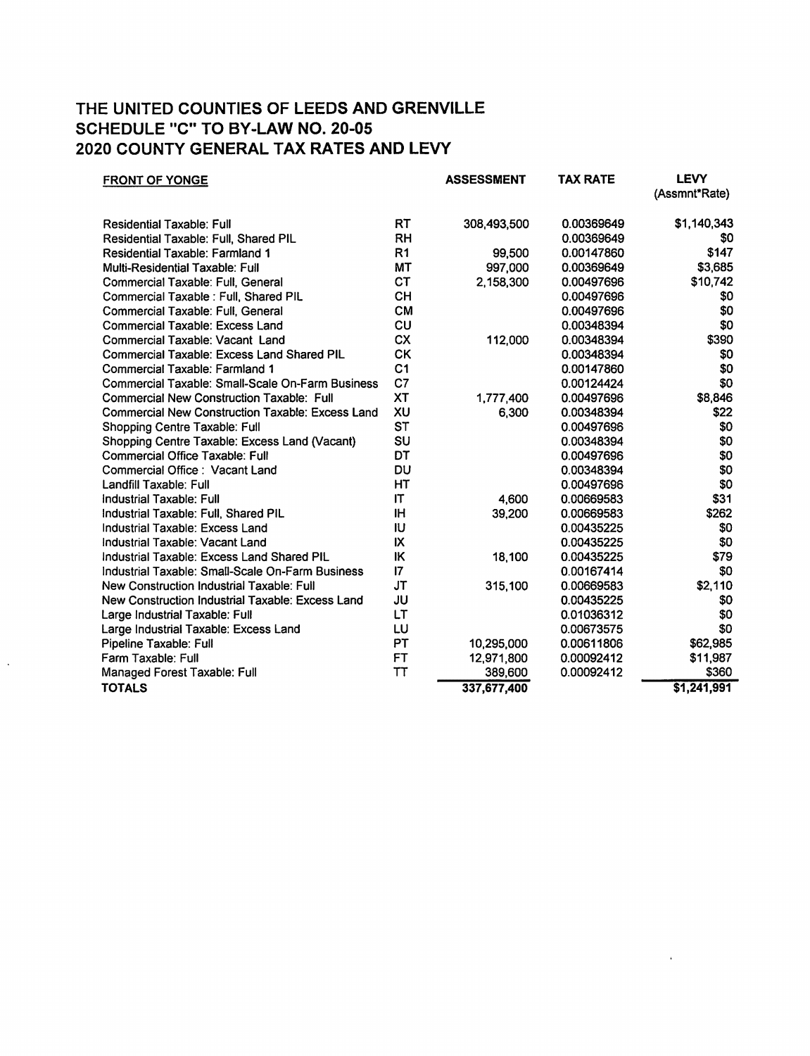# THE UNITED COUNTIES OF LEEDS AND GRENVILLE
# SCHEDULE "C" TO BY-LAW NO. 20-05
# 2020 COUNTY GENERAL TAX RATES AND LEVY

| FRONT OF YONGE | | ASSESSMENT | TAX RATE | LEVY (Assmnt*Rate) |
|---|---|---|---|---|
| Residential Taxable: Full | RT | 308,493,500 | 0.00369649 | $1,140,343 |
| Residential Taxable: Full, Shared PIL | RH | | 0.00369649 | $0 |
| Residential Taxable: Farmland 1 | R1 | 99,500 | 0.00147860 | $147 |
| Multi-Residential Taxable: Full | MT | 997,000 | 0.00369649 | $3,685 |
| Commercial Taxable: Full, General | CT | 2,158,300 | 0.00497696 | $10,742 |
| Commercial Taxable : Full, Shared PIL | CH | | 0.00497696 | $0 |
| Commercial Taxable: Full, General | CM | | 0.00497696 | $0 |
| Commercial Taxable: Excess Land | CU | | 0.00348394 | $0 |
| Commercial Taxable: Vacant Land | CX | 112,000 | 0.00348394 | $390 |
| Commercial Taxable: Excess Land Shared PIL | CK | | 0.00348394 | $0 |
| Commercial Taxable: Farmland 1 | C1 | | 0.00147860 | $0 |
| Commercial Taxable: Small-Scale On-Farm Business | C7 | | 0.00124424 | $0 |
| Commercial New Construction Taxable: Full | XT | 1,777,400 | 0.00497696 | $8,846 |
| Commercial New Construction Taxable: Excess Land | XU | 6,300 | 0.00348394 | $22 |
| Shopping Centre Taxable: Full | ST | | 0.00497696 | $0 |
| Shopping Centre Taxable: Excess Land (Vacant) | SU | | 0.00348394 | $0 |
| Commercial Office Taxable: Full | DT | | 0.00497696 | $0 |
| Commercial Office : Vacant Land | DU | | 0.00348394 | $0 |
| Landfill Taxable: Full | HT | | 0.00497696 | $0 |
| Industrial Taxable: Full | IT | 4,600 | 0.00669583 | $31 |
| Industrial Taxable: Full, Shared PIL | IH | 39,200 | 0.00669583 | $262 |
| Industrial Taxable: Excess Land | IU | | 0.00435225 | $0 |
| Industrial Taxable: Vacant Land | IX | | 0.00435225 | $0 |
| Industrial Taxable: Excess Land Shared PIL | IK | 18,100 | 0.00435225 | $79 |
| Industrial Taxable: Small-Scale On-Farm Business | I7 | | 0.00167414 | $0 |
| New Construction Industrial Taxable: Full | JT | 315,100 | 0.00669583 | $2,110 |
| New Construction Industrial Taxable: Excess Land | JU | | 0.00435225 | $0 |
| Large Industrial Taxable: Full | LT | | 0.01036312 | $0 |
| Large Industrial Taxable: Excess Land | LU | | 0.00673575 | $0 |
| Pipeline Taxable: Full | PT | 10,295,000 | 0.00611806 | $62,985 |
| Farm Taxable: Full | FT | 12,971,800 | 0.00092412 | $11,987 |
| Managed Forest Taxable: Full | TT | 389,600 | 0.00092412 | $360 |
| **TOTALS** | | 337,677,400 | | $1,241,991 |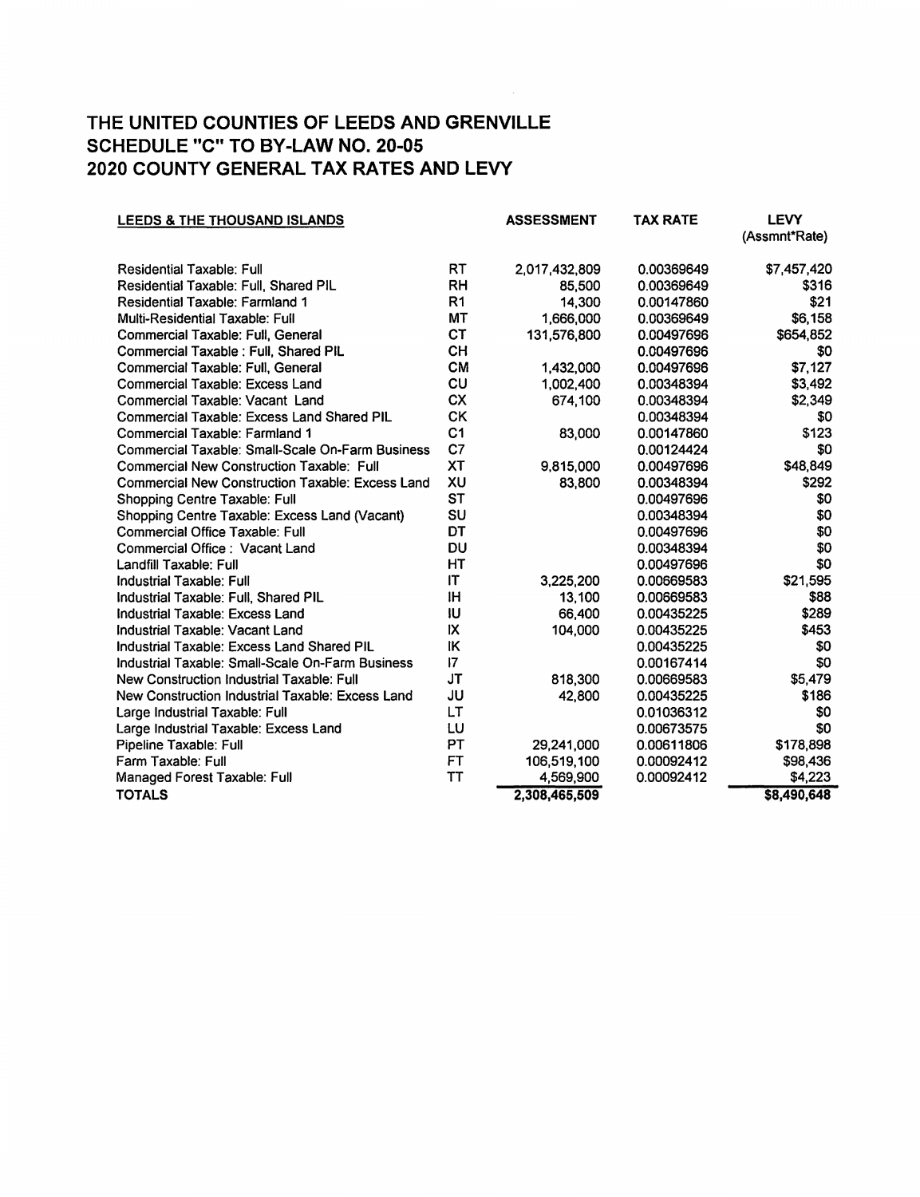## THE UNITED COUNTIES OF LEEDS AND GRENVILLE
## SCHEDULE "C" TO BY-LAW NO. 20-05
## 2020 COUNTY GENERAL TAX RATES AND LEVY

| LEEDS & THE THOUSAND ISLANDS | | ASSESSMENT | TAX RATE | LEVY (Assmnt*Rate) |
|---|---|---|---|---|
| Residential Taxable: Full | RT | 2,017,432,809 | 0.00369649 | $7,457,420 |
| Residential Taxable: Full, Shared PIL | RH | 85,500 | 0.00369649 | $316 |
| Residential Taxable: Farmland 1 | R1 | 14,300 | 0.00147860 | $21 |
| Multi-Residential Taxable: Full | MT | 1,666,000 | 0.00369649 | $6,158 |
| Commercial Taxable: Full, General | CT | 131,576,800 | 0.00497696 | $654,852 |
| Commercial Taxable : Full, Shared PIL | CH | | 0.00497696 | $0 |
| Commercial Taxable: Full, General | CM | 1,432,000 | 0.00497696 | $7,127 |
| Commercial Taxable: Excess Land | CU | 1,002,400 | 0.00348394 | $3,492 |
| Commercial Taxable: Vacant Land | CX | 674,100 | 0.00348394 | $2,349 |
| Commercial Taxable: Excess Land Shared PIL | CK | | 0.00348394 | $0 |
| Commercial Taxable: Farmland 1 | C1 | 83,000 | 0.00147860 | $123 |
| Commercial Taxable: Small-Scale On-Farm Business | C7 | | 0.00124424 | $0 |
| Commercial New Construction Taxable: Full | XT | 9,815,000 | 0.00497696 | $48,849 |
| Commercial New Construction Taxable: Excess Land | XU | 83,800 | 0.00348394 | $292 |
| Shopping Centre Taxable: Full | ST | | 0.00497696 | $0 |
| Shopping Centre Taxable: Excess Land (Vacant) | SU | | 0.00348394 | $0 |
| Commercial Office Taxable: Full | DT | | 0.00497696 | $0 |
| Commercial Office : Vacant Land | DU | | 0.00348394 | $0 |
| Landfill Taxable: Full | HT | | 0.00497696 | $0 |
| Industrial Taxable: Full | IT | 3,225,200 | 0.00669583 | $21,595 |
| Industrial Taxable: Full, Shared PIL | IH | 13,100 | 0.00669583 | $88 |
| Industrial Taxable: Excess Land | IU | 66,400 | 0.00435225 | $289 |
| Industrial Taxable: Vacant Land | IX | 104,000 | 0.00435225 | $453 |
| Industrial Taxable: Excess Land Shared PIL | IK | | 0.00435225 | $0 |
| Industrial Taxable: Small-Scale On-Farm Business | I7 | | 0.00167414 | $0 |
| New Construction Industrial Taxable: Full | JT | 818,300 | 0.00669583 | $5,479 |
| New Construction Industrial Taxable: Excess Land | JU | 42,800 | 0.00435225 | $186 |
| Large Industrial Taxable: Full | LT | | 0.01036312 | $0 |
| Large Industrial Taxable: Excess Land | LU | | 0.00673575 | $0 |
| Pipeline Taxable: Full | PT | 29,241,000 | 0.00611806 | $178,898 |
| Farm Taxable: Full | FT | 106,519,100 | 0.00092412 | $98,436 |
| Managed Forest Taxable: Full | TT | 4,569,900 | 0.00092412 | $4,223 |
| **TOTALS** | | **2,308,465,509** | | **$8,490,648** |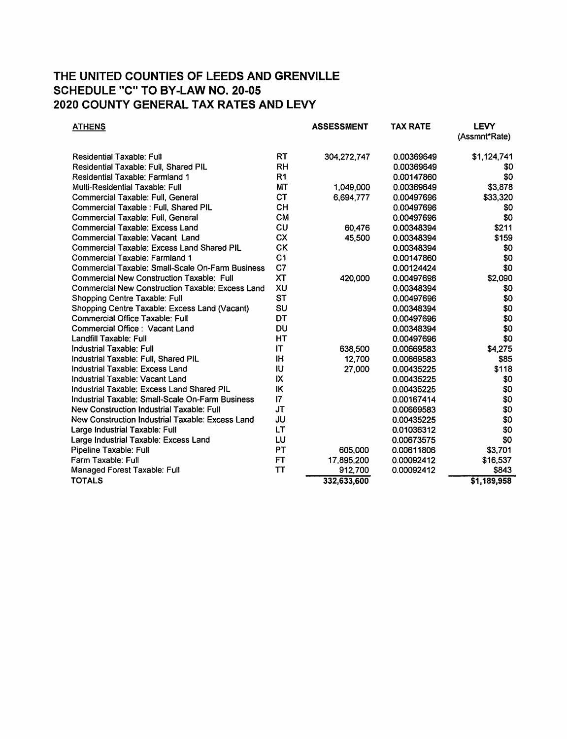# THE UNITED COUNTIES OF LEEDS AND GRENVILLE
# SCHEDULE "C" TO BY-LAW NO. 20-05
# 2020 COUNTY GENERAL TAX RATES AND LEVY

| ATHENS | | ASSESSMENT | TAX RATE | LEVY (Assmnt*Rate) |
|---|---|---|---|---|
| Residential Taxable: Full | RT | 304,272,747 | 0.00369649 | $1,124,741 |
| Residential Taxable: Full, Shared PIL | RH | | 0.00369649 | $0 |
| Residential Taxable: Farmland 1 | R1 | | 0.00147860 | $0 |
| Multi-Residential Taxable: Full | MT | 1,049,000 | 0.00369649 | $3,878 |
| Commercial Taxable: Full, General | CT | 6,694,777 | 0.00497696 | $33,320 |
| Commercial Taxable : Full, Shared PIL | CH | | 0.00497696 | $0 |
| Commercial Taxable: Full, General | CM | | 0.00497696 | $0 |
| Commercial Taxable: Excess Land | CU | 60,476 | 0.00348394 | $211 |
| Commercial Taxable: Vacant Land | CX | 45,500 | 0.00348394 | $159 |
| Commercial Taxable: Excess Land Shared PIL | CK | | 0.00348394 | $0 |
| Commercial Taxable: Farmland 1 | C1 | | 0.00147860 | $0 |
| Commercial Taxable: Small-Scale On-Farm Business | C7 | | 0.00124424 | $0 |
| Commercial New Construction Taxable: Full | XT | 420,000 | 0.00497696 | $2,090 |
| Commercial New Construction Taxable: Excess Land | XU | | 0.00348394 | $0 |
| Shopping Centre Taxable: Full | ST | | 0.00497696 | $0 |
| Shopping Centre Taxable: Excess Land (Vacant) | SU | | 0.00348394 | $0 |
| Commercial Office Taxable: Full | DT | | 0.00497696 | $0 |
| Commercial Office : Vacant Land | DU | | 0.00348394 | $0 |
| Landfill Taxable: Full | HT | | 0.00497696 | $0 |
| Industrial Taxable: Full | IT | 638,500 | 0.00669583 | $4,275 |
| Industrial Taxable: Full, Shared PIL | IH | 12,700 | 0.00669583 | $85 |
| Industrial Taxable: Excess Land | IU | 27,000 | 0.00435225 | $118 |
| Industrial Taxable: Vacant Land | IX | | 0.00435225 | $0 |
| Industrial Taxable: Excess Land Shared PIL | IK | | 0.00435225 | $0 |
| Industrial Taxable: Small-Scale On-Farm Business | I7 | | 0.00167414 | $0 |
| New Construction Industrial Taxable: Full | JT | | 0.00669583 | $0 |
| New Construction Industrial Taxable: Excess Land | JU | | 0.00435225 | $0 |
| Large Industrial Taxable: Full | LT | | 0.01036312 | $0 |
| Large Industrial Taxable: Excess Land | LU | | 0.00673575 | $0 |
| Pipeline Taxable: Full | PT | 605,000 | 0.00611806 | $3,701 |
| Farm Taxable: Full | FT | 17,895,200 | 0.00092412 | $16,537 |
| Managed Forest Taxable: Full | TT | 912,700 | 0.00092412 | $843 |
| **TOTALS** | | 332,633,600 | | $1,189,958 |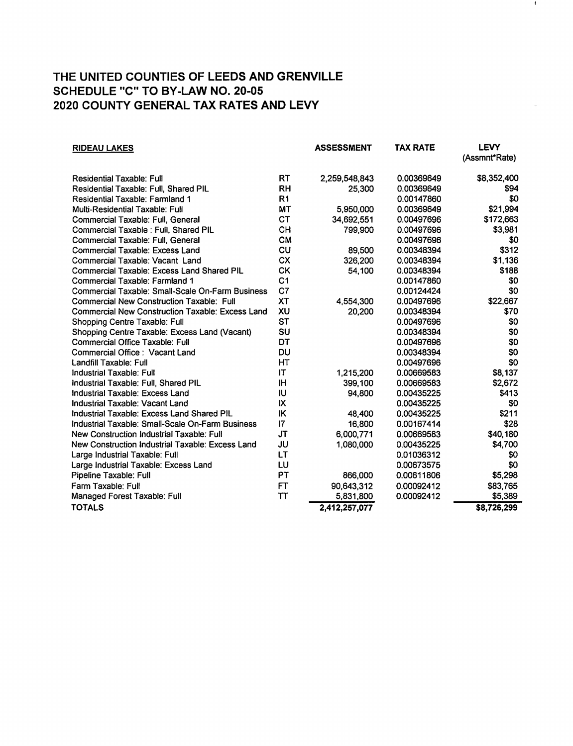# THE UNITED COUNTIES OF LEEDS AND GRENVILLE
# SCHEDULE "C" TO BY-LAW NO. 20-05
# 2020 COUNTY GENERAL TAX RATES AND LEVY

| RIDEAU LAKES | | ASSESSMENT | TAX RATE | LEVY (Assmnt*Rate) |
|---|---|---|---|---|
| Residential Taxable: Full | RT | 2,259,548,843 | 0.00369649 | $8,352,400 |
| Residential Taxable: Full, Shared PIL | RH | 25,300 | 0.00369649 | $94 |
| Residential Taxable: Farmland 1 | R1 | | 0.00147860 | $0 |
| Multi-Residential Taxable: Full | MT | 5,950,000 | 0.00369649 | $21,994 |
| Commercial Taxable: Full, General | CT | 34,692,551 | 0.00497696 | $172,663 |
| Commercial Taxable : Full, Shared PIL | CH | 799,900 | 0.00497696 | $3,981 |
| Commercial Taxable: Full, General | CM | | 0.00497696 | $0 |
| Commercial Taxable: Excess Land | CU | 89,500 | 0.00348394 | $312 |
| Commercial Taxable: Vacant Land | CX | 326,200 | 0.00348394 | $1,136 |
| Commercial Taxable: Excess Land Shared PIL | CK | 54,100 | 0.00348394 | $188 |
| Commercial Taxable: Farmland 1 | C1 | | 0.00147860 | $0 |
| Commercial Taxable: Small-Scale On-Farm Business | C7 | | 0.00124424 | $0 |
| Commercial New Construction Taxable: Full | XT | 4,554,300 | 0.00497696 | $22,667 |
| Commercial New Construction Taxable: Excess Land | XU | 20,200 | 0.00348394 | $70 |
| Shopping Centre Taxable: Full | ST | | 0.00497696 | $0 |
| Shopping Centre Taxable: Excess Land (Vacant) | SU | | 0.00348394 | $0 |
| Commercial Office Taxable: Full | DT | | 0.00497696 | $0 |
| Commercial Office : Vacant Land | DU | | 0.00348394 | $0 |
| Landfill Taxable: Full | HT | | 0.00497696 | $0 |
| Industrial Taxable: Full | IT | 1,215,200 | 0.00669583 | $8,137 |
| Industrial Taxable: Full, Shared PIL | IH | 399,100 | 0.00669583 | $2,672 |
| Industrial Taxable: Excess Land | IU | 94,800 | 0.00435225 | $413 |
| Industrial Taxable: Vacant Land | IX | | 0.00435225 | $0 |
| Industrial Taxable: Excess Land Shared PIL | IK | 48,400 | 0.00435225 | $211 |
| Industrial Taxable: Small-Scale On-Farm Business | I7 | 16,800 | 0.00167414 | $28 |
| New Construction Industrial Taxable: Full | JT | 6,000,771 | 0.00669583 | $40,180 |
| New Construction Industrial Taxable: Excess Land | JU | 1,080,000 | 0.00435225 | $4,700 |
| Large Industrial Taxable: Full | LT | | 0.01036312 | $0 |
| Large Industrial Taxable: Excess Land | LU | | 0.00673575 | $0 |
| Pipeline Taxable: Full | PT | 866,000 | 0.00611806 | $5,298 |
| Farm Taxable: Full | FT | 90,643,312 | 0.00092412 | $83,765 |
| Managed Forest Taxable: Full | TT | 5,831,800 | 0.00092412 | $5,389 |
| **TOTALS** | | 2,412,257,077 | | $8,726,299 |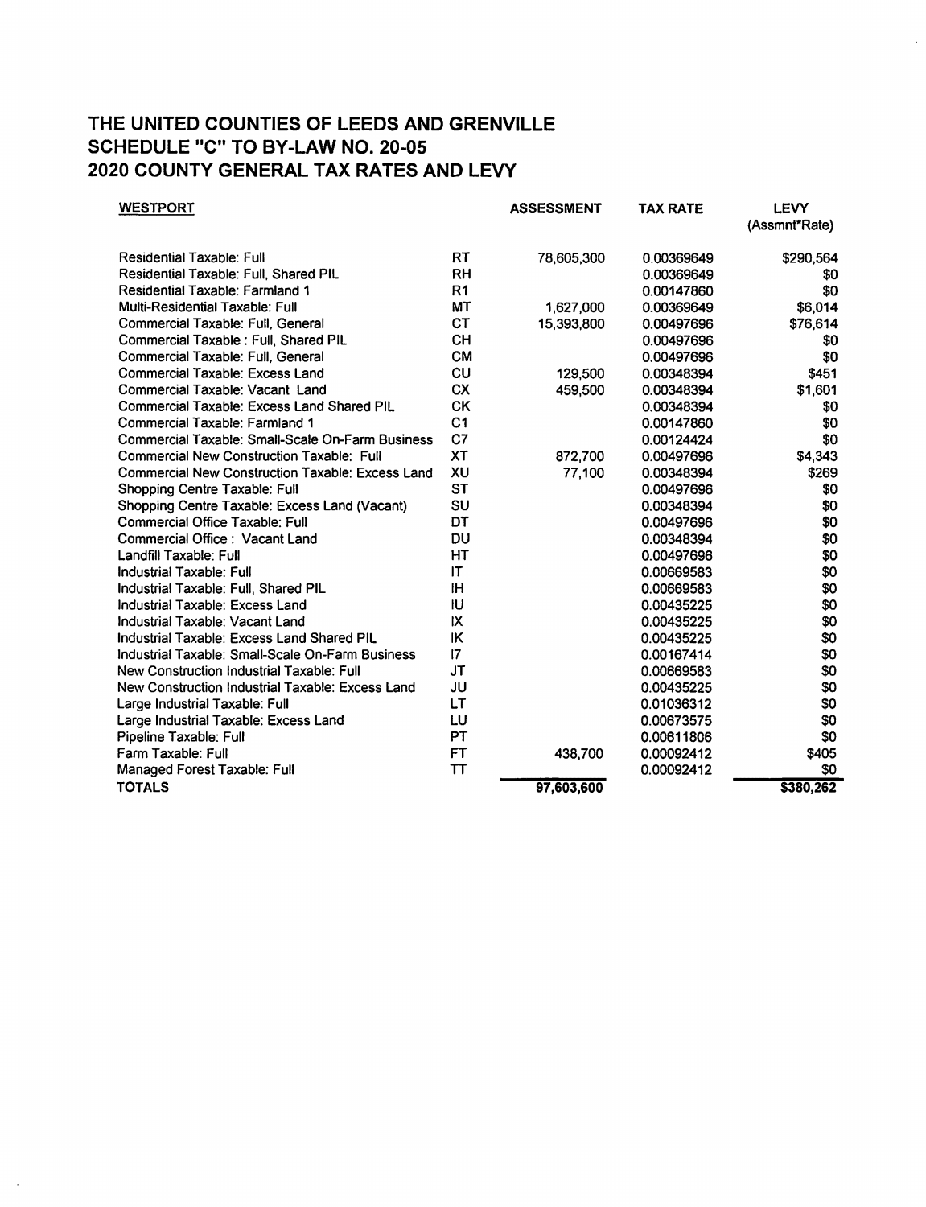# THE UNITED COUNTIES OF LEEDS AND GRENVILLE
## SCHEDULE "C" TO BY-LAW NO. 20-05
## 2020 COUNTY GENERAL TAX RATES AND LEVY

| WESTPORT | | ASSESSMENT | TAX RATE | LEVY (Assmnt*Rate) |
|---|---|---|---|---|
| Residential Taxable: Full | RT | 78,605,300 | 0.00369649 | $290,564 |
| Residential Taxable: Full, Shared PIL | RH | | 0.00369649 | $0 |
| Residential Taxable: Farmland 1 | R1 | | 0.00147860 | $0 |
| Multi-Residential Taxable: Full | MT | 1,627,000 | 0.00369649 | $6,014 |
| Commercial Taxable: Full, General | CT | 15,393,800 | 0.00497696 | $76,614 |
| Commercial Taxable : Full, Shared PIL | CH | | 0.00497696 | $0 |
| Commercial Taxable: Full, General | CM | | 0.00497696 | $0 |
| Commercial Taxable: Excess Land | CU | 129,500 | 0.00348394 | $451 |
| Commercial Taxable: Vacant Land | CX | 459,500 | 0.00348394 | $1,601 |
| Commercial Taxable: Excess Land Shared PIL | CK | | 0.00348394 | $0 |
| Commercial Taxable: Farmland 1 | C1 | | 0.00147860 | $0 |
| Commercial Taxable: Small-Scale On-Farm Business | C7 | | 0.00124424 | $0 |
| Commercial New Construction Taxable: Full | XT | 872,700 | 0.00497696 | $4,343 |
| Commercial New Construction Taxable: Excess Land | XU | 77,100 | 0.00348394 | $269 |
| Shopping Centre Taxable: Full | ST | | 0.00497696 | $0 |
| Shopping Centre Taxable: Excess Land (Vacant) | SU | | 0.00348394 | $0 |
| Commercial Office Taxable: Full | DT | | 0.00497696 | $0 |
| Commercial Office : Vacant Land | DU | | 0.00348394 | $0 |
| Landfill Taxable: Full | HT | | 0.00497696 | $0 |
| Industrial Taxable: Full | IT | | 0.00669583 | $0 |
| Industrial Taxable: Full, Shared PIL | IH | | 0.00669583 | $0 |
| Industrial Taxable: Excess Land | IU | | 0.00435225 | $0 |
| Industrial Taxable: Vacant Land | IX | | 0.00435225 | $0 |
| Industrial Taxable: Excess Land Shared PIL | IK | | 0.00435225 | $0 |
| Industrial Taxable: Small-Scale On-Farm Business | I7 | | 0.00167414 | $0 |
| New Construction Industrial Taxable: Full | JT | | 0.00669583 | $0 |
| New Construction Industrial Taxable: Excess Land | JU | | 0.00435225 | $0 |
| Large Industrial Taxable: Full | LT | | 0.01036312 | $0 |
| Large Industrial Taxable: Excess Land | LU | | 0.00673575 | $0 |
| Pipeline Taxable: Full | PT | | 0.00611806 | $0 |
| Farm Taxable: Full | FT | 438,700 | 0.00092412 | $405 |
| Managed Forest Taxable: Full | TT | | 0.00092412 | $0 |
| **TOTALS** | | **97,603,600** | | **$380,262** |